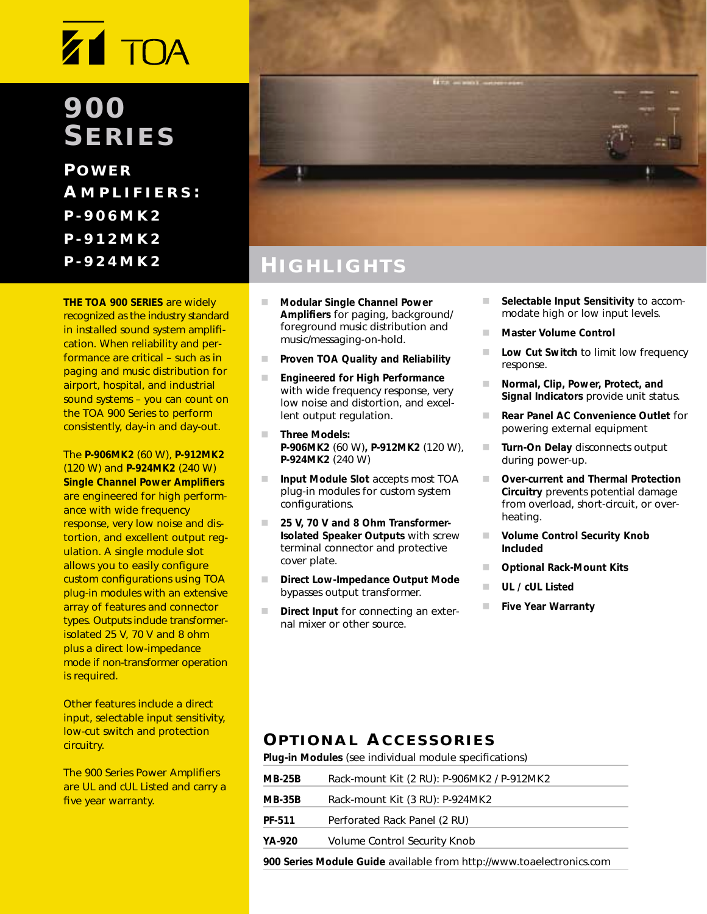TOA

# 900 Series

## Power Amplifiers: P-906MK2 P-912MK2 P-924MK2

**THE TOA 900 SERIES** are widely recognized as the industry standard in installed sound system amplification. When reliability and performance are critical – such as in paging and music distribution for airport, hospital, and industrial sound systems – you can count on the TOA 900 Series to perform consistently, day-in and day-out.

The **P-906MK2** (60 W), **P-912MK2** (120 W) and **P-924MK2** (240 W) **Single Channel Power Amplifiers** are engineered for high performance with wide frequency response, very low noise and distortion, and excellent output regulation. A single module slot allows you to easily configure custom configurations using TOA plug-in modules with an extensive array of features and connector types. Outputs include transformer-isolated 25 V, 70 V and 8 ohm plus a direct low-impedance mode if non-transformer operation is required.

Other features include a direct input, selectable input sensitivity, low-cut switch and protection circuitry.

The 900 Series Power Amplifiers are UL and cUL Listed and carry a five year warranty.

## Highlights

- **Modular Single Channel Power Amplifiers** for paging, background/foreground music distribution and music/messaging-on-hold.
- **Proven TOA Quality and Reliability**
- **Engineered for High Performance** with wide frequency response, very low noise and distortion, and excellent output regulation.
- **Three Models:** **P-906MK2** (60 W)**, P-912MK2** (120 W), **P-924MK2** (240 W)
- **Input Module Slot** accepts most TOA plug-in modules for custom system configurations.
- **25 V, 70 V and 8 Ohm Transformer-Isolated Speaker Outputs** with screw terminal connector and protective cover plate.
- **Direct Low-Impedance Output Mode** bypasses output transformer.
- **Direct Input** for connecting an external mixer or other source.
- **Selectable Input Sensitivity** to accommodate high or low input levels.
- **Master Volume Control**
- **Low Cut Switch** to limit low frequency response.
- **Normal, Clip, Power, Protect, and Signal Indicators** provide unit status.
- **Rear Panel AC Convenience Outlet** for powering external equipment
- **Turn-On Delay** disconnects output during power-up.
- **Over-current and Thermal Protection Circuitry** prevents potential damage from overload, short-circuit, or overheating.
- **Volume Control Security Knob Included**
- **Optional Rack-Mount Kits**
- **UL / cUL Listed**
- **Five Year Warranty**

## Optional Accessories

**Plug-in Modules** (see individual module specifications)

| | |
|---|---|
| **MB-25B** | Rack-mount Kit (2 RU): P-906MK2 / P-912MK2 |
| **MB-35B** | Rack-mount Kit (3 RU): P-924MK2 |
| **PF-511** | Perforated Rack Panel (2 RU) |
| **YA-920** | Volume Control Security Knob |

**900 Series Module Guide** available from http://www.toaelectronics.com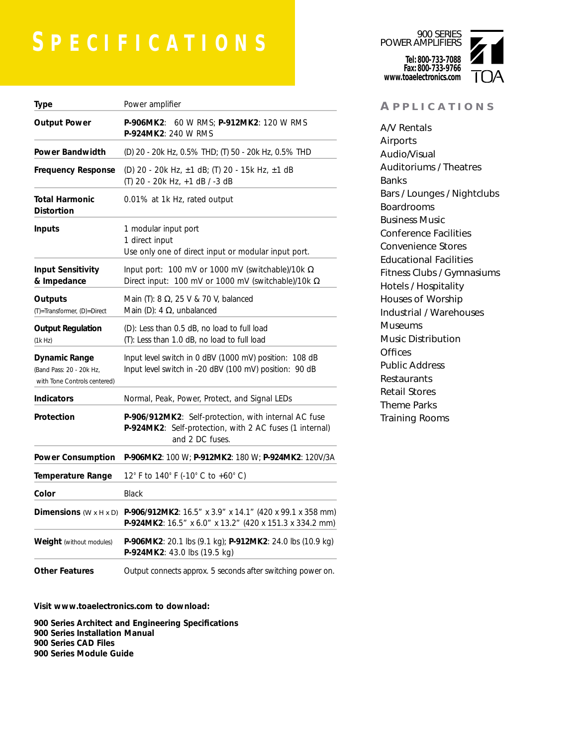# SPECIFICATIONS

900 SERIES
POWER AMPLIFIERS

Tel: 800-733-7088
Fax: 800-733-9766
www.toaelectronics.com

TOA

| | |
|---|---|
| **Type** | Power amplifier |
| **Output Power** | **P-906MK2**: 60 W RMS; **P-912MK2**: 120 W RMS<br>**P-924MK2**: 240 W RMS |
| **Power Bandwidth** | (D) 20 - 20k Hz, 0.5% THD; (T) 50 - 20k Hz, 0.5% THD |
| **Frequency Response** | (D) 20 - 20k Hz, ±1 dB; (T) 20 - 15k Hz, ±1 dB<br>(T) 20 - 20k Hz, +1 dB / -3 dB |
| **Total Harmonic Distortion** | 0.01% at 1k Hz, rated output |
| **Inputs** | 1 modular input port<br>1 direct input<br>Use only one of direct input or modular input port. |
| **Input Sensitivity & Impedance** | Input port: 100 mV or 1000 mV (switchable)/10k Ω<br>Direct input: 100 mV or 1000 mV (switchable)/10k Ω |
| **Outputs** (T)=Transformer, (D)=Direct | Main (T): 8 Ω, 25 V & 70 V, balanced<br>Main (D): 4 Ω, unbalanced |
| **Output Regulation** (1k Hz) | (D): Less than 0.5 dB, no load to full load<br>(T): Less than 1.0 dB, no load to full load |
| **Dynamic Range** (Band Pass: 20 - 20k Hz, with Tone Controls centered) | Input level switch in 0 dBV (1000 mV) position: 108 dB<br>Input level switch in -20 dBV (100 mV) position: 90 dB |
| **Indicators** | Normal, Peak, Power, Protect, and Signal LEDs |
| **Protection** | **P-906/912MK2**: Self-protection, with internal AC fuse<br>**P-924MK2**: Self-protection, with 2 AC fuses (1 internal) and 2 DC fuses. |
| **Power Consumption** | **P-906MK2**: 100 W; **P-912MK2**: 180 W; **P-924MK2**: 120V/3A |
| **Temperature Range** | 12° F to 140° F (-10° C to +60° C) |
| **Color** | Black |
| **Dimensions** (W x H x D) | **P-906/912MK2**: 16.5" x 3.9" x 14.1" (420 x 99.1 x 358 mm)<br>**P-924MK2**: 16.5" x 6.0" x 13.2" (420 x 151.3 x 334.2 mm) |
| **Weight** (without modules) | **P-906MK2**: 20.1 lbs (9.1 kg); **P-912MK2**: 24.0 lbs (10.9 kg)<br>**P-924MK2**: 43.0 lbs (19.5 kg) |
| **Other Features** | Output connects approx. 5 seconds after switching power on. |

**Visit www.toaelectronics.com to download:**

**900 Series Architect and Engineering Specifications**
**900 Series Installation Manual**
**900 Series CAD Files**
**900 Series Module Guide**

## APPLICATIONS

- A/V Rentals
- Airports
- Audio/Visual
- Auditoriums / Theatres
- Banks
- Bars / Lounges / Nightclubs
- Boardrooms
- Business Music
- Conference Facilities
- Convenience Stores
- Educational Facilities
- Fitness Clubs / Gymnasiums
- Hotels / Hospitality
- Houses of Worship
- Industrial / Warehouses
- Museums
- Music Distribution
- Offices
- Public Address
- Restaurants
- Retail Stores
- Theme Parks
- Training Rooms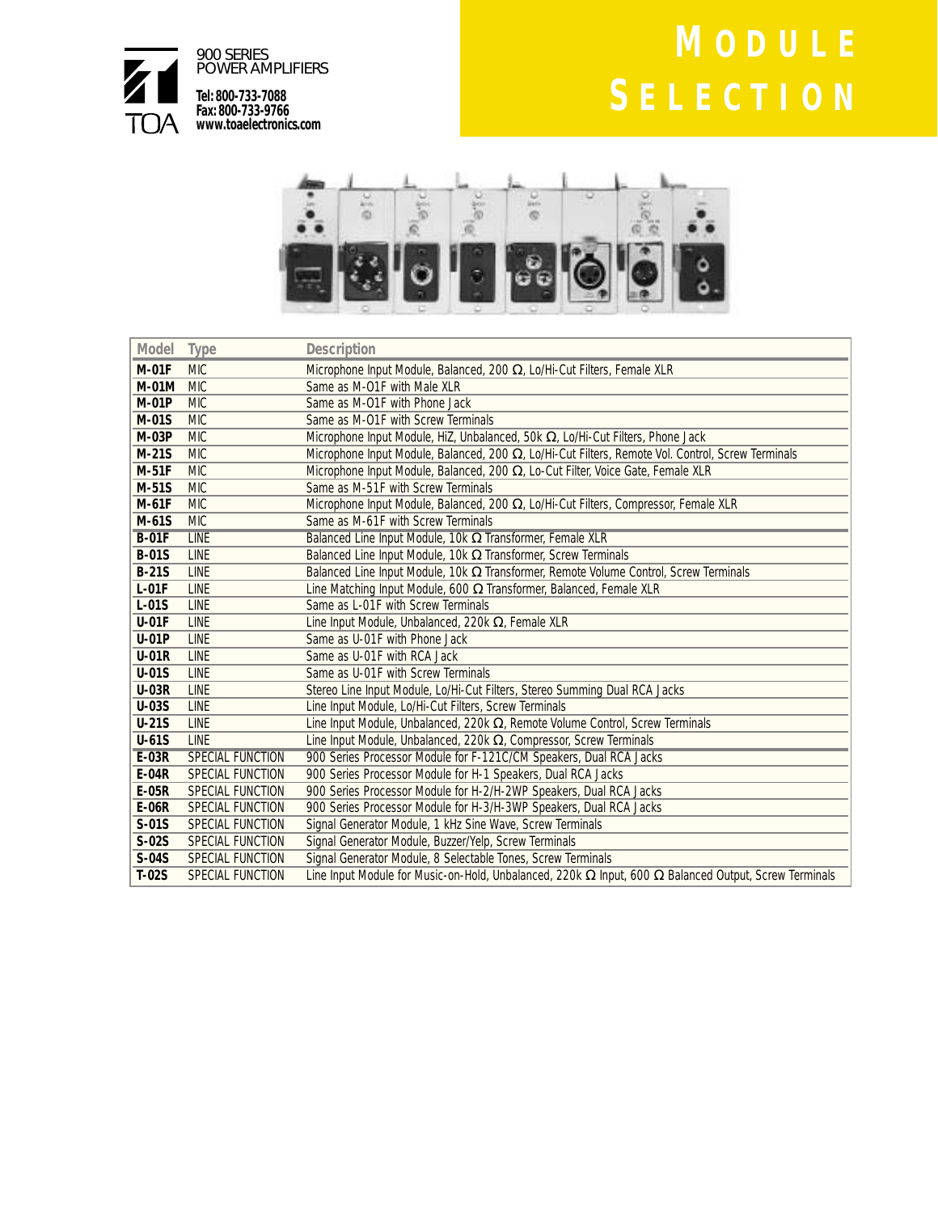900 SERIES
POWER AMPLIFIERS

Tel: 800-733-7088
Fax: 800-733-9766
www.toaelectronics.com

# MODULE SELECTION

| Model | Type | Description |
|---|---|---|
| **M-01F** | MIC | Microphone Input Module, Balanced, 200 Ω, Lo/Hi-Cut Filters, Female XLR |
| **M-01M** | MIC | Same as M-01F with Male XLR |
| **M-01P** | MIC | Same as M-01F with Phone Jack |
| **M-01S** | MIC | Same as M-01F with Screw Terminals |
| **M-03P** | MIC | Microphone Input Module, HiZ, Unbalanced, 50k Ω, Lo/Hi-Cut Filters, Phone Jack |
| **M-21S** | MIC | Microphone Input Module, Balanced, 200 Ω, Lo/Hi-Cut Filters, Remote Vol. Control, Screw Terminals |
| **M-51F** | MIC | Microphone Input Module, Balanced, 200 Ω, Lo-Cut Filter, Voice Gate, Female XLR |
| **M-51S** | MIC | Same as M-51F with Screw Terminals |
| **M-61F** | MIC | Microphone Input Module, Balanced, 200 Ω, Lo/Hi-Cut Filters, Compressor, Female XLR |
| **M-61S** | MIC | Same as M-61F with Screw Terminals |
| **B-01F** | LINE | Balanced Line Input Module, 10k Ω Transformer, Female XLR |
| **B-01S** | LINE | Balanced Line Input Module, 10k Ω Transformer, Screw Terminals |
| **B-21S** | LINE | Balanced Line Input Module, 10k Ω Transformer, Remote Volume Control, Screw Terminals |
| **L-01F** | LINE | Line Matching Input Module, 600 Ω Transformer, Balanced, Female XLR |
| **L-01S** | LINE | Same as L-01F with Screw Terminals |
| **U-01F** | LINE | Line Input Module, Unbalanced, 220k Ω, Female XLR |
| **U-01P** | LINE | Same as U-01F with Phone Jack |
| **U-01R** | LINE | Same as U-01F with RCA Jack |
| **U-01S** | LINE | Same as U-01F with Screw Terminals |
| **U-03R** | LINE | Stereo Line Input Module, Lo/Hi-Cut Filters, Stereo Summing Dual RCA Jacks |
| **U-03S** | LINE | Line Input Module, Lo/Hi-Cut Filters, Screw Terminals |
| **U-21S** | LINE | Line Input Module, Unbalanced, 220k Ω, Remote Volume Control, Screw Terminals |
| **U-61S** | LINE | Line Input Module, Unbalanced, 220k Ω, Compressor, Screw Terminals |
| **E-03R** | SPECIAL FUNCTION | 900 Series Processor Module for F-121C/CM Speakers, Dual RCA Jacks |
| **E-04R** | SPECIAL FUNCTION | 900 Series Processor Module for H-1 Speakers, Dual RCA Jacks |
| **E-05R** | SPECIAL FUNCTION | 900 Series Processor Module for H-2/H-2WP Speakers, Dual RCA Jacks |
| **E-06R** | SPECIAL FUNCTION | 900 Series Processor Module for H-3/H-3WP Speakers, Dual RCA Jacks |
| **S-01S** | SPECIAL FUNCTION | Signal Generator Module, 1 kHz Sine Wave, Screw Terminals |
| **S-02S** | SPECIAL FUNCTION | Signal Generator Module, Buzzer/Yelp, Screw Terminals |
| **S-04S** | SPECIAL FUNCTION | Signal Generator Module, 8 Selectable Tones, Screw Terminals |
| **T-02S** | SPECIAL FUNCTION | Line Input Module for Music-on-Hold, Unbalanced, 220k Ω Input, 600 Ω Balanced Output, Screw Terminals |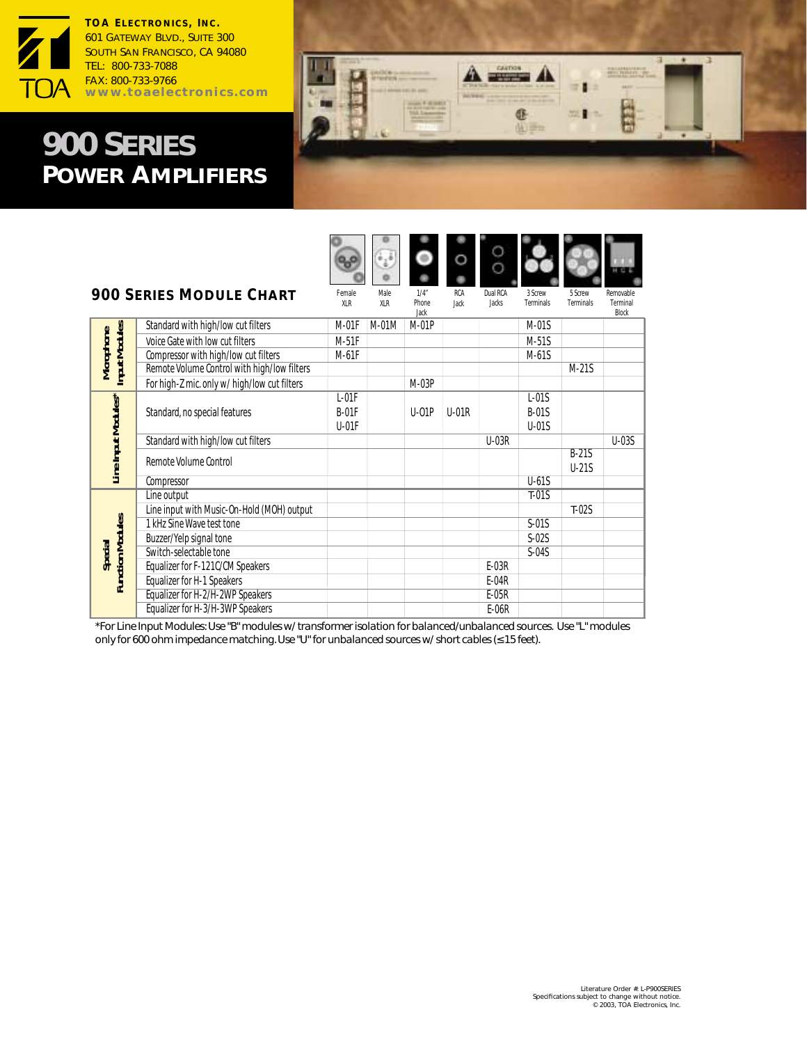**TOA ELECTRONICS, INC.**
601 GATEWAY BLVD., SUITE 300
SOUTH SAN FRANCISCO, CA 94080
TEL: 800-733-7088
FAX: 800-733-9766
www.toaelectronics.com

# 900 SERIES POWER AMPLIFIERS

## 900 SERIES MODULE CHART

| | | Female XLR | Male XLR | 1/4" Phone Jack | RCA Jack | Dual RCA Jacks | 3 Screw Terminals | 5 Screw Terminals | Removable Terminal Block |
|---|---|---|---|---|---|---|---|---|---|
| Microphone Input Modules | Standard with high/low cut filters | M-01F | M-01M | M-01P | | | M-01S | | |
| | Voice Gate with low cut filters | M-51F | | | | | M-51S | | |
| | Compressor with high/low cut filters | M-61F | | | | | M-61S | | |
| | Remote Volume Control with high/low filters | | | | | | | M-21S | |
| | For high-Z mic. only w/ high/low cut filters | | | M-03P | | | | | |
| Line Input Modules* | Standard, no special features | L-01F B-01F U-01F | | U-01P | U-01R | | L-01S B-01S U-01S | | |
| | Standard with high/low cut filters | | | | | U-03R | | | U-03S |
| | Remote Volume Control | | | | | | | B-21S U-21S | |
| | Compressor | | | | | | U-61S | | |
| Special Function Modules | Line output | | | | | | T-01S | | |
| | Line input with Music-On-Hold (MOH) output | | | | | | | T-02S | |
| | 1 kHz Sine Wave test tone | | | | | | S-01S | | |
| | Buzzer/Yelp signal tone | | | | | | S-02S | | |
| | Switch-selectable tone | | | | | | S-04S | | |
| | Equalizer for F-121C/CM Speakers | | | | | E-03R | | | |
| | Equalizer for H-1 Speakers | | | | | E-04R | | | |
| | Equalizer for H-2/H-2WP Speakers | | | | | E-05R | | | |
| | Equalizer for H-3/H-3WP Speakers | | | | | E-06R | | | |

*For Line Input Modules: Use "B" modules w/ transformer isolation for balanced/unbalanced sources. Use "L" modules only for 600 ohm impedance matching. Use "U" for unbalanced sources w/ short cables (≤15 feet).

Literature Order #: L-P900SERIES
Specifications subject to change without notice.
© 2003, TOA Electronics, Inc.